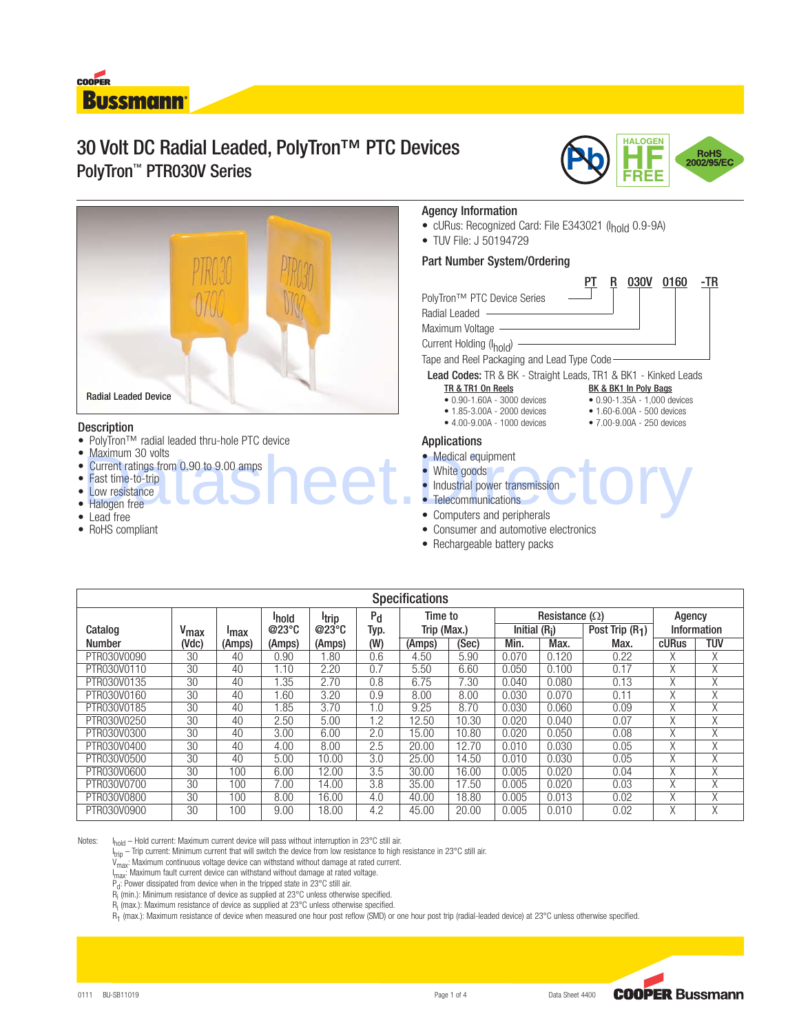# 30 Volt DC Radial Leaded, PolyTron™ PTC Devices

## PolyTron™ PTR030V Series

Radial Leaded Device

## Agency Information

- cURus: Recognized Card: File E343021 ($I_{hold}$ 0.9-9A)
- TUV File: J 50194729

## Part Number System/Ordering

PT R 030V 0160 -TR

- PT — PolyTron™ PTC Device Series
- R — Radial Leaded
- 030V — Maximum Voltage
- 0160 — Current Holding ($I_{hold}$)
- -TR — Tape and Reel Packaging and Lead Type Code

**Lead Codes:** TR & BK - Straight Leads, TR1 & BK1 - Kinked Leads

| TR & TR1 On Reels | BK & BK1 In Poly Bags |
|---|---|
| 0.90-1.60A - 3000 devices | 0.90-1.35A - 1,000 devices |
| 1.85-3.00A - 2000 devices | 1.60-6.00A - 500 devices |
| 4.00-9.00A - 1000 devices | 7.00-9.00A - 250 devices |

## Description

- PolyTron™ radial leaded thru-hole PTC device
- Maximum 30 volts
- Current ratings from 0.90 to 9.00 amps
- Fast time-to-trip
- Low resistance
- Halogen free
- Lead free
- RoHS compliant

## Applications

- Medical equipment
- White goods
- Industrial power transmission
- Telecommunications
- Computers and peripherals
- Consumer and automotive electronics
- Rechargeable battery packs

## Specifications

| Catalog Number | $V_{max}$ (Vdc) | $I_{max}$ (Amps) | $I_{hold}$ @23°C (Amps) | $I_{trip}$ @23°C (Amps) | $P_d$ Typ. (W) | Time to Trip (Max.) (Amps) | (Sec) | Resistance (Ω) Initial ($R_i$) Min. | Initial ($R_i$) Max. | Post Trip ($R_1$) Max. | Agency Information cURus | TUV |
|---|---|---|---|---|---|---|---|---|---|---|---|---|
| PTR030V0090 | 30 | 40 | 0.90 | 1.80 | 0.6 | 4.50 | 5.90 | 0.070 | 0.120 | 0.22 | X | X |
| PTR030V0110 | 30 | 40 | 1.10 | 2.20 | 0.7 | 5.50 | 6.60 | 0.050 | 0.100 | 0.17 | X | X |
| PTR030V0135 | 30 | 40 | 1.35 | 2.70 | 0.8 | 6.75 | 7.30 | 0.040 | 0.080 | 0.13 | X | X |
| PTR030V0160 | 30 | 40 | 1.60 | 3.20 | 0.9 | 8.00 | 8.00 | 0.030 | 0.070 | 0.11 | X | X |
| PTR030V0185 | 30 | 40 | 1.85 | 3.70 | 1.0 | 9.25 | 8.70 | 0.030 | 0.060 | 0.09 | X | X |
| PTR030V0250 | 30 | 40 | 2.50 | 5.00 | 1.2 | 12.50 | 10.30 | 0.020 | 0.040 | 0.07 | X | X |
| PTR030V0300 | 30 | 40 | 3.00 | 6.00 | 2.0 | 15.00 | 10.80 | 0.020 | 0.050 | 0.08 | X | X |
| PTR030V0400 | 30 | 40 | 4.00 | 8.00 | 2.5 | 20.00 | 12.70 | 0.010 | 0.030 | 0.05 | X | X |
| PTR030V0500 | 30 | 40 | 5.00 | 10.00 | 3.0 | 25.00 | 14.50 | 0.010 | 0.030 | 0.05 | X | X |
| PTR030V0600 | 30 | 100 | 6.00 | 12.00 | 3.5 | 30.00 | 16.00 | 0.005 | 0.020 | 0.04 | X | X |
| PTR030V0700 | 30 | 100 | 7.00 | 14.00 | 3.8 | 35.00 | 17.50 | 0.005 | 0.020 | 0.03 | X | X |
| PTR030V0800 | 30 | 100 | 8.00 | 16.00 | 4.0 | 40.00 | 18.80 | 0.005 | 0.013 | 0.02 | X | X |
| PTR030V0900 | 30 | 100 | 9.00 | 18.00 | 4.2 | 45.00 | 20.00 | 0.005 | 0.010 | 0.02 | X | X |

Notes:
$I_{hold}$ – Hold current: Maximum current device will pass without interruption in 23°C still air.
$I_{trip}$ – Trip current: Minimum current that will switch the device from low resistance to high resistance in 23°C still air.
$V_{max}$: Maximum continuous voltage device can withstand without damage at rated current.
$I_{max}$: Maximum fault current device can withstand without damage at rated voltage.
$P_d$: Power dissipated from device when in the tripped state in 23°C still air.
$R_i$ (min.): Minimum resistance of device as supplied at 23°C unless otherwise specified.
$R_i$ (max.): Maximum resistance of device as supplied at 23°C unless otherwise specified.
$R_1$ (max.): Maximum resistance of device when measured one hour post reflow (SMD) or one hour post trip (radial-leaded device) at 23°C unless otherwise specified.

0111 BU-SB11019 Data Sheet 4400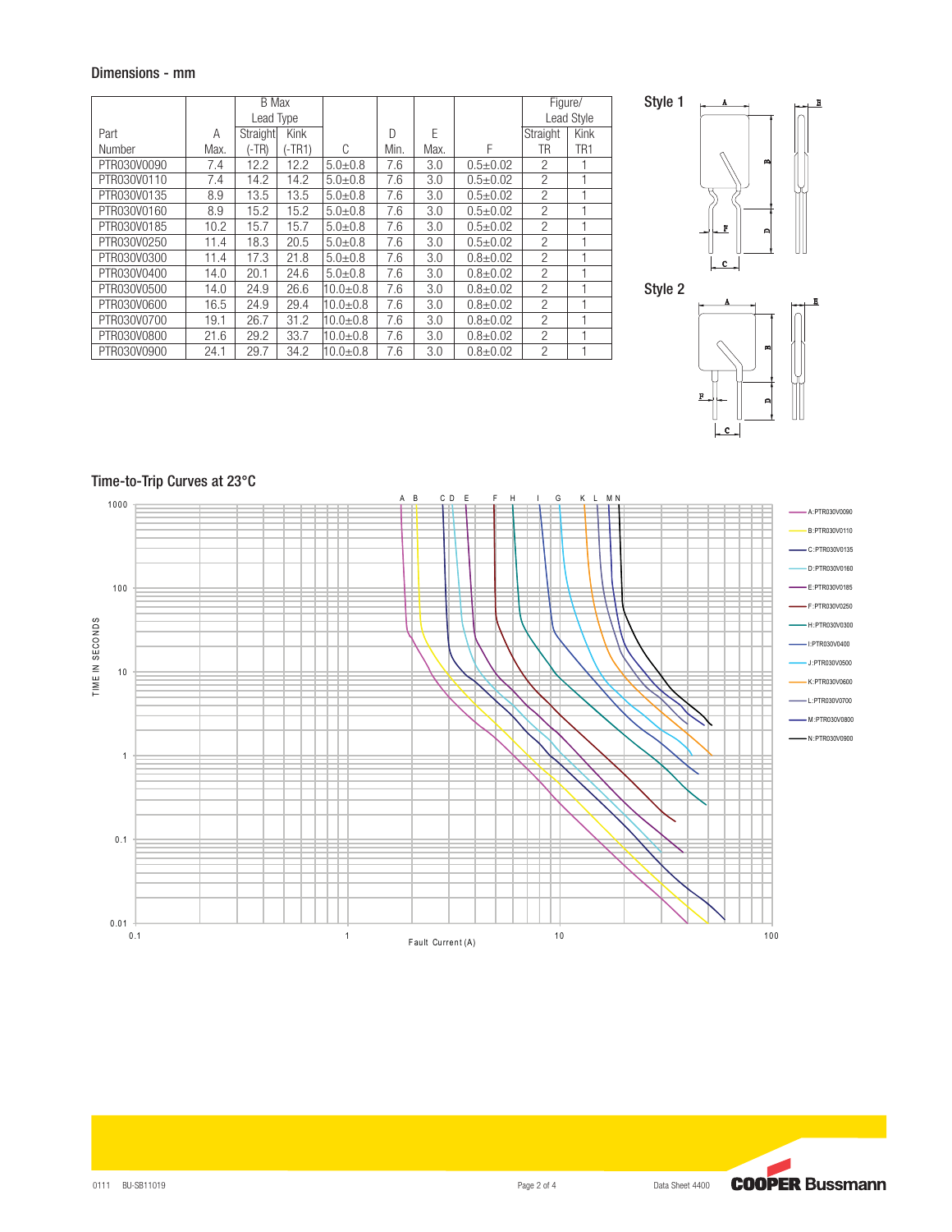## Dimensions - mm

| Part Number | A Max. | B Max Lead Type Straight (-TR) | B Max Lead Type Kink (-TR1) | C | D Min. | E Max. | F | Figure/ Lead Style Straight TR | Figure/ Lead Style Kink TR1 |
|---|---|---|---|---|---|---|---|---|---|
| PTR030V0090 | 7.4 | 12.2 | 12.2 | 5.0±0.8 | 7.6 | 3.0 | 0.5±0.02 | 2 | 1 |
| PTR030V0110 | 7.4 | 14.2 | 14.2 | 5.0±0.8 | 7.6 | 3.0 | 0.5±0.02 | 2 | 1 |
| PTR030V0135 | 8.9 | 13.5 | 13.5 | 5.0±0.8 | 7.6 | 3.0 | 0.5±0.02 | 2 | 1 |
| PTR030V0160 | 8.9 | 15.2 | 15.2 | 5.0±0.8 | 7.6 | 3.0 | 0.5±0.02 | 2 | 1 |
| PTR030V0185 | 10.2 | 15.7 | 15.7 | 5.0±0.8 | 7.6 | 3.0 | 0.5±0.02 | 2 | 1 |
| PTR030V0250 | 11.4 | 18.3 | 20.5 | 5.0±0.8 | 7.6 | 3.0 | 0.5±0.02 | 2 | 1 |
| PTR030V0300 | 11.4 | 17.3 | 21.8 | 5.0±0.8 | 7.6 | 3.0 | 0.8±0.02 | 2 | 1 |
| PTR030V0400 | 14.0 | 20.1 | 24.6 | 5.0±0.8 | 7.6 | 3.0 | 0.8±0.02 | 2 | 1 |
| PTR030V0500 | 14.0 | 24.9 | 26.6 | 10.0±0.8 | 7.6 | 3.0 | 0.8±0.02 | 2 | 1 |
| PTR030V0600 | 16.5 | 24.9 | 29.4 | 10.0±0.8 | 7.6 | 3.0 | 0.8±0.02 | 2 | 1 |
| PTR030V0700 | 19.1 | 26.7 | 31.2 | 10.0±0.8 | 7.6 | 3.0 | 0.8±0.02 | 2 | 1 |
| PTR030V0800 | 21.6 | 29.2 | 33.7 | 10.0±0.8 | 7.6 | 3.0 | 0.8±0.02 | 2 | 1 |
| PTR030V0900 | 24.1 | 29.7 | 34.2 | 10.0±0.8 | 7.6 | 3.0 | 0.8±0.02 | 2 | 1 |

**Style 1**

**Style 2**

## Time-to-Trip Curves at 23°C

- A: PTR030V0090
- B: PTR030V0110
- C: PTR030V0135
- D: PTR030V0160
- E: PTR030V0185
- F: PTR030V0250
- H: PTR030V0300
- I: PTR030V0400
- J: PTR030V0500
- K: PTR030V0600
- L: PTR030V0700
- M: PTR030V0800
- N: PTR030V0900

TIME IN SECONDS vs. Fault Current (A)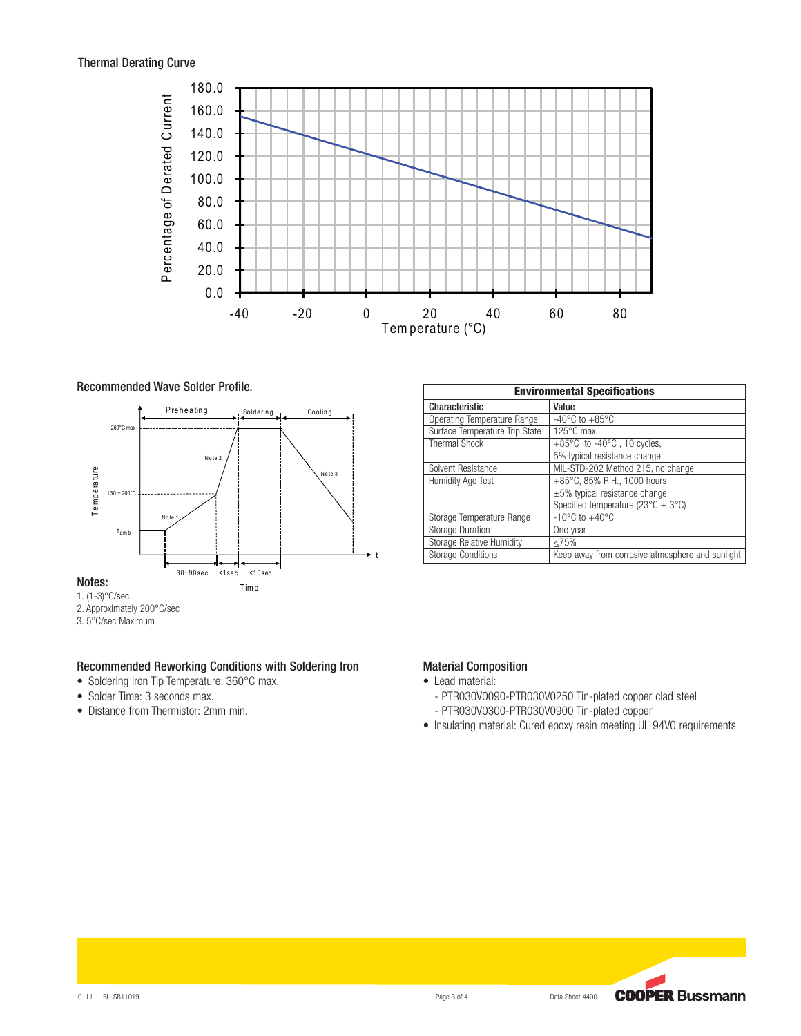## Thermal Derating Curve

Percentage of Derated Current

180.0
160.0
140.0
120.0
100.0
80.0
60.0
40.0
20.0
0.0

-40 -20 0 20 40 60 80

Temperature (°C)

## Recommended Wave Solder Profile.

Preheating | Soldering | Cooling

260°C max

130 ± 200°C

$T_{amb}$

Note 1

Note 2

Note 3

Temperature

30~90sec <1sec <10sec

Time

t

**Notes:**

1. (1-3)°C/sec
2. Approximately 200°C/sec
3. 5°C/sec Maximum

| Environmental Specifications | |
|---|---|
| **Characteristic** | **Value** |
| Operating Temperature Range | -40°C to +85°C |
| Surface Temperature Trip State | 125°C max. |
| Thermal Shock | +85°C to -40°C , 10 cycles, 5% typical resistance change |
| Solvent Resistance | MIL-STD-202 Method 215, no change |
| Humidity Age Test | +85°C, 85% R.H., 1000 hours ±5% typical resistance change. Specified temperature (23°C ± 3°C) |
| Storage Temperature Range | -10°C to +40°C |
| Storage Duration | One year |
| Storage Relative Humidity | ≤75% |
| Storage Conditions | Keep away from corrosive atmosphere and sunlight |

## Recommended Reworking Conditions with Soldering Iron

- Soldering Iron Tip Temperature: 360°C max.
- Solder Time: 3 seconds max.
- Distance from Thermistor: 2mm min.

## Material Composition

- Lead material:
  - PTR030V0090-PTR030V0250 Tin-plated copper clad steel
  - PTR030V0300-PTR030V0900 Tin-plated copper
- Insulating material: Cured epoxy resin meeting UL 94V0 requirements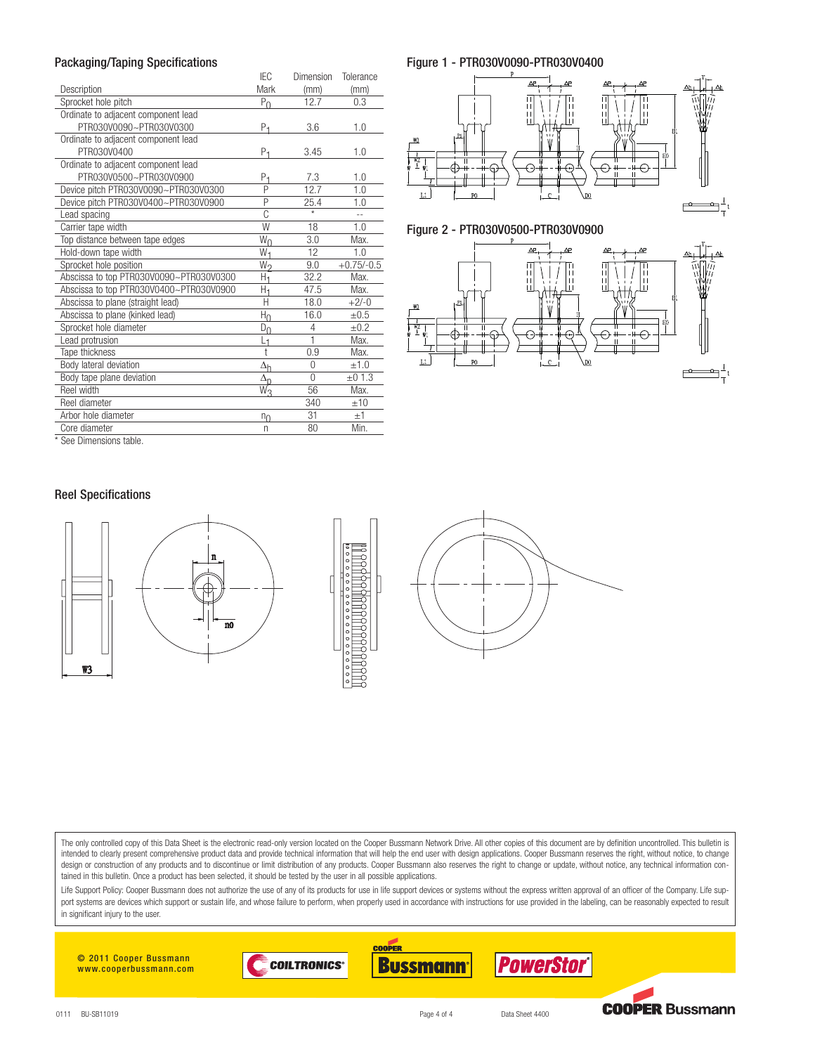## Packaging/Taping Specifications

| Description | IEC Mark | Dimension (mm) | Tolerance (mm) |
|---|---|---|---|
| Sprocket hole pitch | $P_0$ | 12.7 | 0.3 |
| Ordinate to adjacent component lead PTR030V0090~PTR030V0300 | $P_1$ | 3.6 | 1.0 |
| Ordinate to adjacent component lead PTR030V0400 | $P_1$ | 3.45 | 1.0 |
| Ordinate to adjacent component lead PTR030V0500~PTR030V0900 | $P_1$ | 7.3 | 1.0 |
| Device pitch PTR030V0090~PTR030V0300 | P | 12.7 | 1.0 |
| Device pitch PTR030V0400~PTR030V0900 | P | 25.4 | 1.0 |
| Lead spacing | C | * | -- |
| Carrier tape width | W | 18 | 1.0 |
| Top distance between tape edges | $W_0$ | 3.0 | Max. |
| Hold-down tape width | $W_1$ | 12 | 1.0 |
| Sprocket hole position | $W_2$ | 9.0 | +0.75/-0.5 |
| Abscissa to top PTR030V0090~PTR030V0300 | $H_1$ | 32.2 | Max. |
| Abscissa to top PTR030V0400~PTR030V0900 | $H_1$ | 47.5 | Max. |
| Abscissa to plane (straight lead) | H | 18.0 | +2/-0 |
| Abscissa to plane (kinked lead) | $H_0$ | 16.0 | ±0.5 |
| Sprocket hole diameter | $D_0$ | 4 | ±0.2 |
| Lead protrusion | $L_1$ | 1 | Max. |
| Tape thickness | t | 0.9 | Max. |
| Body lateral deviation | $\Delta_h$ | 0 | ±1.0 |
| Body tape plane deviation | $\Delta_p$ | 0 | ±0 1.3 |
| Reel width | $W_3$ | 56 | Max. |
| Reel diameter | | 340 | ±10 |
| Arbor hole diameter | $n_0$ | 31 | ±1 |
| Core diameter | n | 80 | Min. |

\* See Dimensions table.

## Figure 1 - PTR030V0090-PTR030V0400

## Figure 2 - PTR030V0500-PTR030V0900

## Reel Specifications

The only controlled copy of this Data Sheet is the electronic read-only version located on the Cooper Bussmann Network Drive. All other copies of this document are by definition uncontrolled. This bulletin is intended to clearly present comprehensive product data and provide technical information that will help the end user with design applications. Cooper Bussmann reserves the right, without notice, to change design or construction of any products and to discontinue or limit distribution of any products. Cooper Bussmann also reserves the right to change or update, without notice, any technical information contained in this bulletin. Once a product has been selected, it should be tested by the user in all possible applications.

Life Support Policy: Cooper Bussmann does not authorize the use of any of its products for use in life support devices or systems without the express written approval of an officer of the Company. Life support systems are devices which support or sustain life, and whose failure to perform, when properly used in accordance with instructions for use provided in the labeling, can be reasonably expected to result in significant injury to the user.

© 2011 Cooper Bussmann
www.cooperbussmann.com

0111 BU-SB11019 Data Sheet 4400